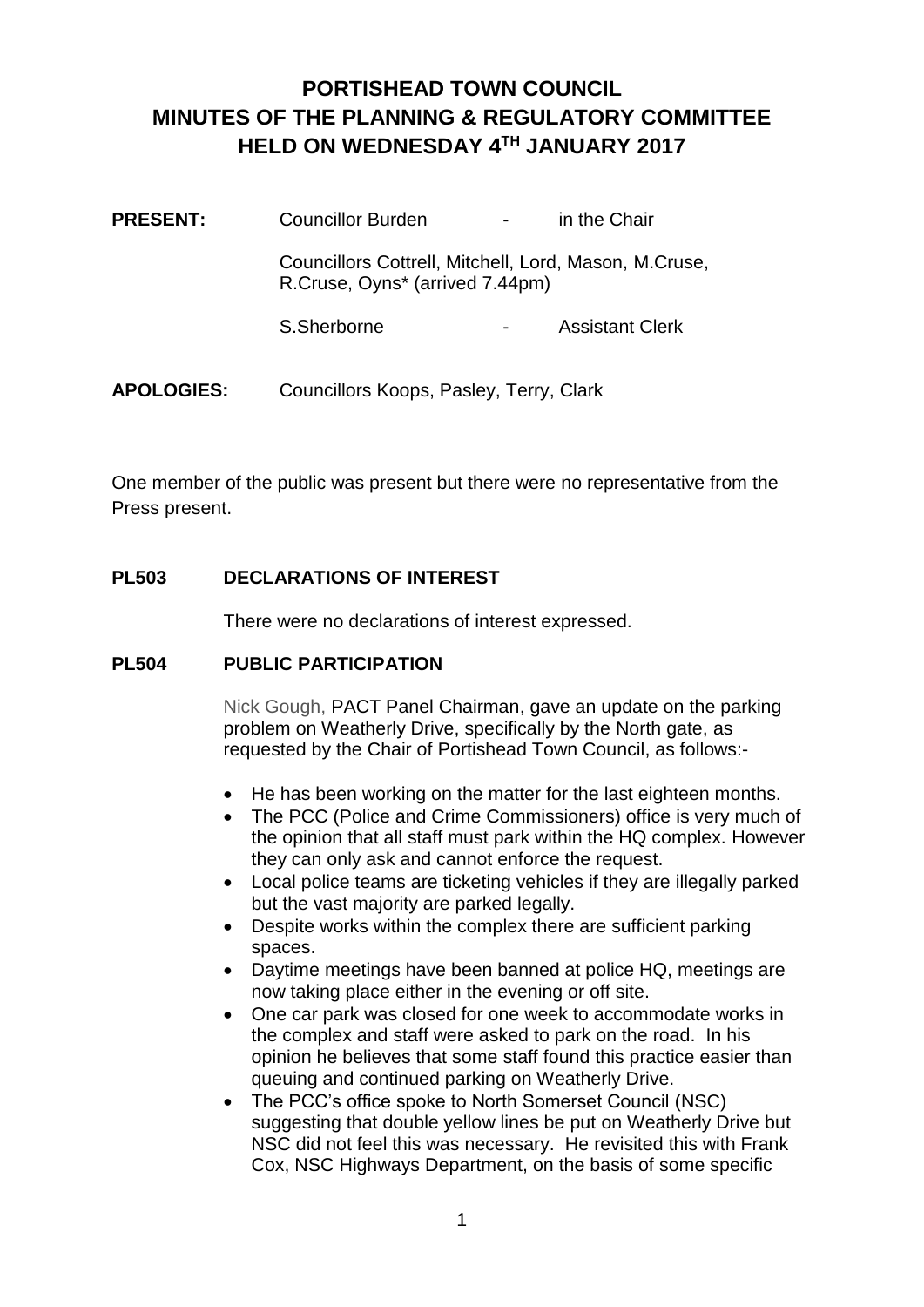# PORTISHEAD TOWN COUNCIL
# MINUTES OF THE PLANNING & REGULATORY COMMITTEE
# HELD ON WEDNESDAY 4TH JANUARY 2017

**PRESENT:** Councillor Burden - in the Chair

Councillors Cottrell, Mitchell, Lord, Mason, M.Cruse, R.Cruse, Oyns* (arrived 7.44pm)

S.Sherborne - Assistant Clerk

**APOLOGIES:** Councillors Koops, Pasley, Terry, Clark

One member of the public was present but there were no representative from the Press present.

## PL503 DECLARATIONS OF INTEREST

There were no declarations of interest expressed.

## PL504 PUBLIC PARTICIPATION

Nick Gough, PACT Panel Chairman, gave an update on the parking problem on Weatherly Drive, specifically by the North gate, as requested by the Chair of Portishead Town Council, as follows:-

- He has been working on the matter for the last eighteen months.
- The PCC (Police and Crime Commissioners) office is very much of the opinion that all staff must park within the HQ complex. However they can only ask and cannot enforce the request.
- Local police teams are ticketing vehicles if they are illegally parked but the vast majority are parked legally.
- Despite works within the complex there are sufficient parking spaces.
- Daytime meetings have been banned at police HQ, meetings are now taking place either in the evening or off site.
- One car park was closed for one week to accommodate works in the complex and staff were asked to park on the road. In his opinion he believes that some staff found this practice easier than queuing and continued parking on Weatherly Drive.
- The PCC's office spoke to North Somerset Council (NSC) suggesting that double yellow lines be put on Weatherly Drive but NSC did not feel this was necessary. He revisited this with Frank Cox, NSC Highways Department, on the basis of some specific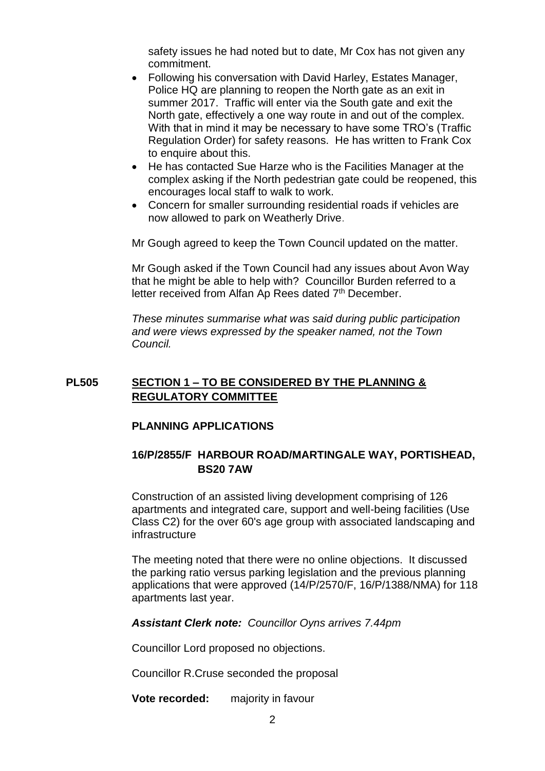safety issues he had noted but to date, Mr Cox has not given any commitment.

- Following his conversation with David Harley, Estates Manager, Police HQ are planning to reopen the North gate as an exit in summer 2017. Traffic will enter via the South gate and exit the North gate, effectively a one way route in and out of the complex. With that in mind it may be necessary to have some TRO's (Traffic Regulation Order) for safety reasons. He has written to Frank Cox to enquire about this.
- He has contacted Sue Harze who is the Facilities Manager at the complex asking if the North pedestrian gate could be reopened, this encourages local staff to walk to work.
- Concern for smaller surrounding residential roads if vehicles are now allowed to park on Weatherly Drive.

Mr Gough agreed to keep the Town Council updated on the matter.

Mr Gough asked if the Town Council had any issues about Avon Way that he might be able to help with? Councillor Burden referred to a letter received from Alfan Ap Rees dated 7th December.

*These minutes summarise what was said during public participation and were views expressed by the speaker named, not the Town Council.*

## PL505 SECTION 1 – TO BE CONSIDERED BY THE PLANNING & REGULATORY COMMITTEE

### PLANNING APPLICATIONS

### 16/P/2855/F HARBOUR ROAD/MARTINGALE WAY, PORTISHEAD, BS20 7AW

Construction of an assisted living development comprising of 126 apartments and integrated care, support and well-being facilities (Use Class C2) for the over 60's age group with associated landscaping and infrastructure

The meeting noted that there were no online objections. It discussed the parking ratio versus parking legislation and the previous planning applications that were approved (14/P/2570/F, 16/P/1388/NMA) for 118 apartments last year.

***Assistant Clerk note:*** *Councillor Oyns arrives 7.44pm*

Councillor Lord proposed no objections.

Councillor R.Cruse seconded the proposal

**Vote recorded:** majority in favour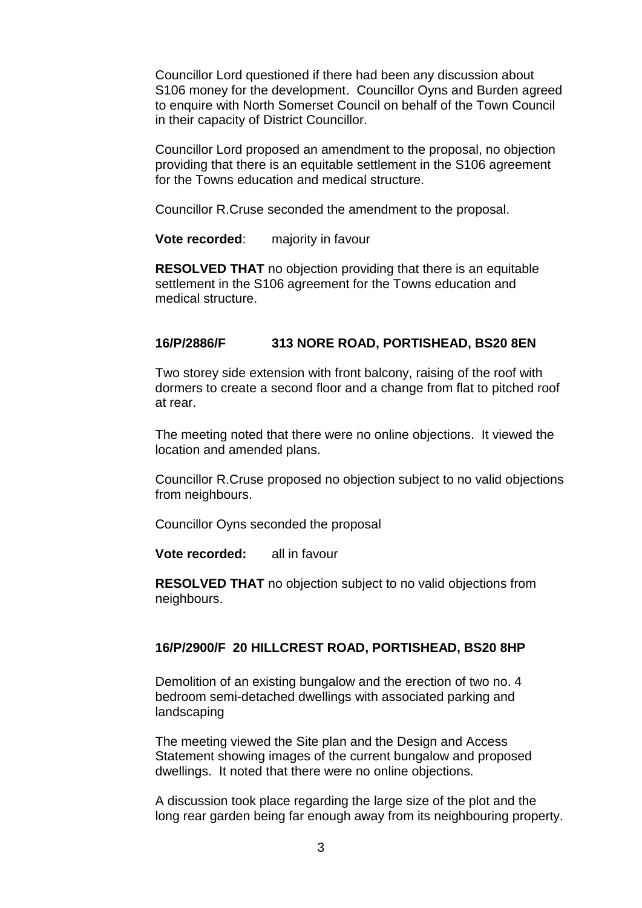Councillor Lord questioned if there had been any discussion about S106 money for the development. Councillor Oyns and Burden agreed to enquire with North Somerset Council on behalf of the Town Council in their capacity of District Councillor.

Councillor Lord proposed an amendment to the proposal, no objection providing that there is an equitable settlement in the S106 agreement for the Towns education and medical structure.

Councillor R.Cruse seconded the amendment to the proposal.

**Vote recorded**: majority in favour

**RESOLVED THAT** no objection providing that there is an equitable settlement in the S106 agreement for the Towns education and medical structure.

**16/P/2886/F 313 NORE ROAD, PORTISHEAD, BS20 8EN**

Two storey side extension with front balcony, raising of the roof with dormers to create a second floor and a change from flat to pitched roof at rear.

The meeting noted that there were no online objections. It viewed the location and amended plans.

Councillor R.Cruse proposed no objection subject to no valid objections from neighbours.

Councillor Oyns seconded the proposal

**Vote recorded:** all in favour

**RESOLVED THAT** no objection subject to no valid objections from neighbours.

**16/P/2900/F 20 HILLCREST ROAD, PORTISHEAD, BS20 8HP**

Demolition of an existing bungalow and the erection of two no. 4 bedroom semi-detached dwellings with associated parking and landscaping

The meeting viewed the Site plan and the Design and Access Statement showing images of the current bungalow and proposed dwellings. It noted that there were no online objections.

A discussion took place regarding the large size of the plot and the long rear garden being far enough away from its neighbouring property.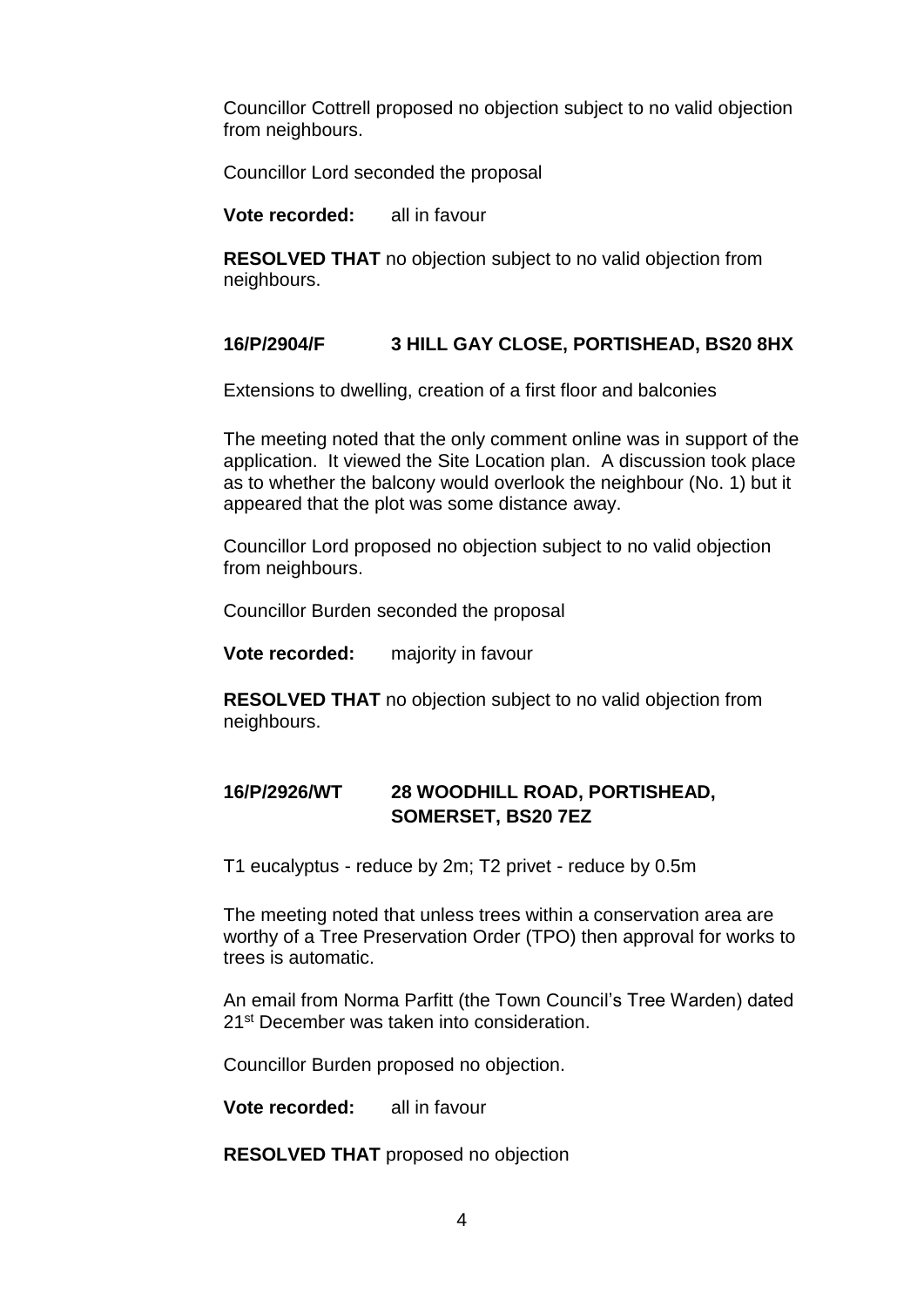Councillor Cottrell proposed no objection subject to no valid objection from neighbours.

Councillor Lord seconded the proposal

**Vote recorded:** all in favour

**RESOLVED THAT** no objection subject to no valid objection from neighbours.

### 16/P/2904/F 3 HILL GAY CLOSE, PORTISHEAD, BS20 8HX

Extensions to dwelling, creation of a first floor and balconies

The meeting noted that the only comment online was in support of the application. It viewed the Site Location plan. A discussion took place as to whether the balcony would overlook the neighbour (No. 1) but it appeared that the plot was some distance away.

Councillor Lord proposed no objection subject to no valid objection from neighbours.

Councillor Burden seconded the proposal

**Vote recorded:** majority in favour

**RESOLVED THAT** no objection subject to no valid objection from neighbours.

### 16/P/2926/WT 28 WOODHILL ROAD, PORTISHEAD, SOMERSET, BS20 7EZ

T1 eucalyptus - reduce by 2m; T2 privet - reduce by 0.5m

The meeting noted that unless trees within a conservation area are worthy of a Tree Preservation Order (TPO) then approval for works to trees is automatic.

An email from Norma Parfitt (the Town Council's Tree Warden) dated 21st December was taken into consideration.

Councillor Burden proposed no objection.

**Vote recorded:** all in favour

**RESOLVED THAT** proposed no objection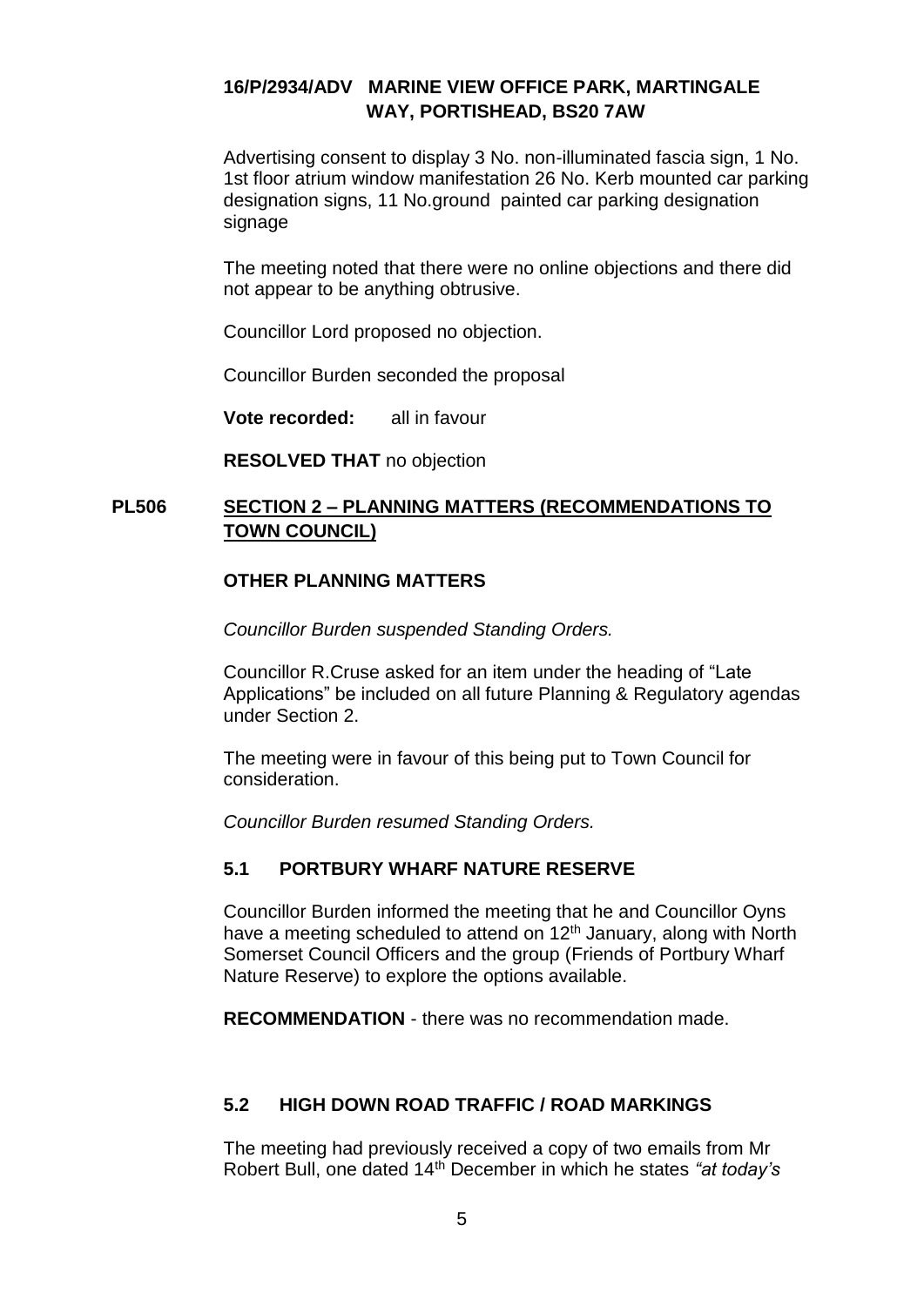**16/P/2934/ADV MARINE VIEW OFFICE PARK, MARTINGALE WAY, PORTISHEAD, BS20 7AW**

Advertising consent to display 3 No. non-illuminated fascia sign, 1 No. 1st floor atrium window manifestation 26 No. Kerb mounted car parking designation signs, 11 No.ground painted car parking designation signage

The meeting noted that there were no online objections and there did not appear to be anything obtrusive.

Councillor Lord proposed no objection.

Councillor Burden seconded the proposal

**Vote recorded:** all in favour

**RESOLVED THAT** no objection

## PL506 SECTION 2 – PLANNING MATTERS (RECOMMENDATIONS TO TOWN COUNCIL)

### OTHER PLANNING MATTERS

*Councillor Burden suspended Standing Orders.*

Councillor R.Cruse asked for an item under the heading of "Late Applications" be included on all future Planning & Regulatory agendas under Section 2.

The meeting were in favour of this being put to Town Council for consideration.

*Councillor Burden resumed Standing Orders.*

### 5.1 PORTBURY WHARF NATURE RESERVE

Councillor Burden informed the meeting that he and Councillor Oyns have a meeting scheduled to attend on 12th January, along with North Somerset Council Officers and the group (Friends of Portbury Wharf Nature Reserve) to explore the options available.

**RECOMMENDATION** - there was no recommendation made.

### 5.2 HIGH DOWN ROAD TRAFFIC / ROAD MARKINGS

The meeting had previously received a copy of two emails from Mr Robert Bull, one dated 14th December in which he states *"at today's*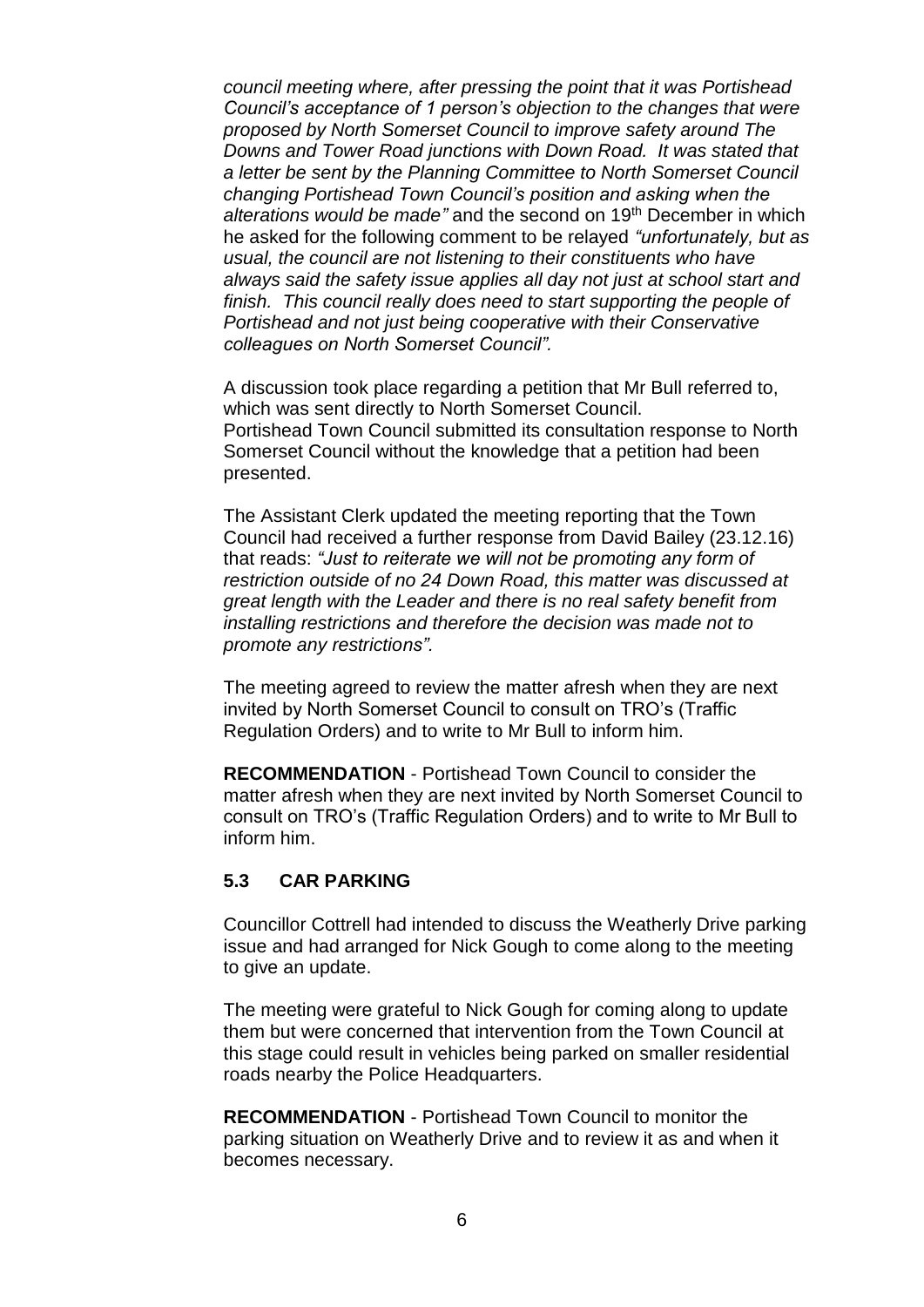*council meeting where, after pressing the point that it was Portishead Council's acceptance of 1 person's objection to the changes that were proposed by North Somerset Council to improve safety around The Downs and Tower Road junctions with Down Road. It was stated that a letter be sent by the Planning Committee to North Somerset Council changing Portishead Town Council's position and asking when the alterations would be made"* and the second on 19th December in which he asked for the following comment to be relayed *"unfortunately, but as usual, the council are not listening to their constituents who have always said the safety issue applies all day not just at school start and finish. This council really does need to start supporting the people of Portishead and not just being cooperative with their Conservative colleagues on North Somerset Council".*

A discussion took place regarding a petition that Mr Bull referred to, which was sent directly to North Somerset Council.
Portishead Town Council submitted its consultation response to North Somerset Council without the knowledge that a petition had been presented.

The Assistant Clerk updated the meeting reporting that the Town Council had received a further response from David Bailey (23.12.16) that reads: *"Just to reiterate we will not be promoting any form of restriction outside of no 24 Down Road, this matter was discussed at great length with the Leader and there is no real safety benefit from installing restrictions and therefore the decision was made not to promote any restrictions".*

The meeting agreed to review the matter afresh when they are next invited by North Somerset Council to consult on TRO's (Traffic Regulation Orders) and to write to Mr Bull to inform him.

**RECOMMENDATION** - Portishead Town Council to consider the matter afresh when they are next invited by North Somerset Council to consult on TRO's (Traffic Regulation Orders) and to write to Mr Bull to inform him.

### 5.3 CAR PARKING

Councillor Cottrell had intended to discuss the Weatherly Drive parking issue and had arranged for Nick Gough to come along to the meeting to give an update.

The meeting were grateful to Nick Gough for coming along to update them but were concerned that intervention from the Town Council at this stage could result in vehicles being parked on smaller residential roads nearby the Police Headquarters.

**RECOMMENDATION** - Portishead Town Council to monitor the parking situation on Weatherly Drive and to review it as and when it becomes necessary.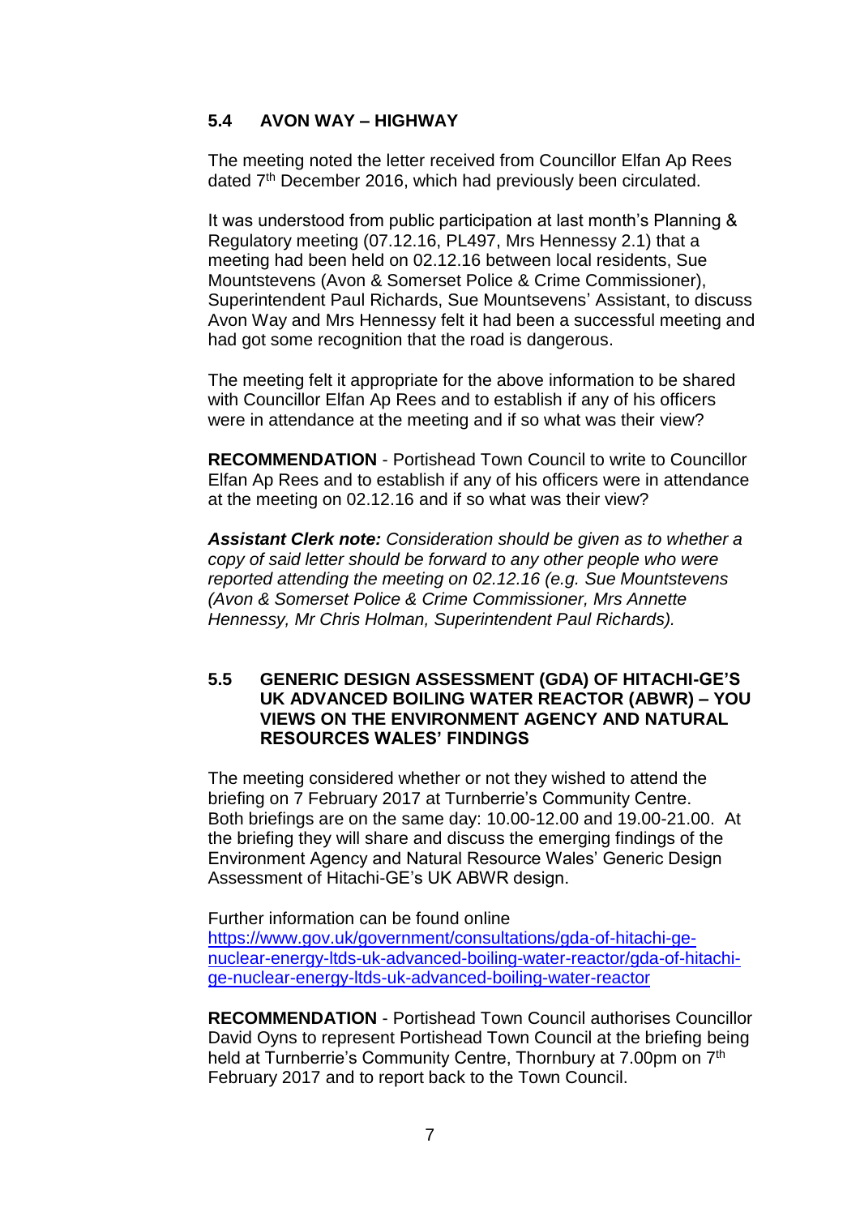### 5.4 AVON WAY – HIGHWAY

The meeting noted the letter received from Councillor Elfan Ap Rees dated 7th December 2016, which had previously been circulated.

It was understood from public participation at last month's Planning & Regulatory meeting (07.12.16, PL497, Mrs Hennessy 2.1) that a meeting had been held on 02.12.16 between local residents, Sue Mountstevens (Avon & Somerset Police & Crime Commissioner), Superintendent Paul Richards, Sue Mountsevens' Assistant, to discuss Avon Way and Mrs Hennessy felt it had been a successful meeting and had got some recognition that the road is dangerous.

The meeting felt it appropriate for the above information to be shared with Councillor Elfan Ap Rees and to establish if any of his officers were in attendance at the meeting and if so what was their view?

**RECOMMENDATION** - Portishead Town Council to write to Councillor Elfan Ap Rees and to establish if any of his officers were in attendance at the meeting on 02.12.16 and if so what was their view?

***Assistant Clerk note:*** *Consideration should be given as to whether a copy of said letter should be forward to any other people who were reported attending the meeting on 02.12.16 (e.g. Sue Mountstevens (Avon & Somerset Police & Crime Commissioner, Mrs Annette Hennessy, Mr Chris Holman, Superintendent Paul Richards).*

### 5.5 GENERIC DESIGN ASSESSMENT (GDA) OF HITACHI-GE'S UK ADVANCED BOILING WATER REACTOR (ABWR) – YOU VIEWS ON THE ENVIRONMENT AGENCY AND NATURAL RESOURCES WALES' FINDINGS

The meeting considered whether or not they wished to attend the briefing on 7 February 2017 at Turnberrie's Community Centre. Both briefings are on the same day: 10.00-12.00 and 19.00-21.00. At the briefing they will share and discuss the emerging findings of the Environment Agency and Natural Resource Wales' Generic Design Assessment of Hitachi-GE's UK ABWR design.

Further information can be found online
https://www.gov.uk/government/consultations/gda-of-hitachi-ge-nuclear-energy-ltds-uk-advanced-boiling-water-reactor/gda-of-hitachi-ge-nuclear-energy-ltds-uk-advanced-boiling-water-reactor

**RECOMMENDATION** - Portishead Town Council authorises Councillor David Oyns to represent Portishead Town Council at the briefing being held at Turnberrie's Community Centre, Thornbury at 7.00pm on 7th February 2017 and to report back to the Town Council.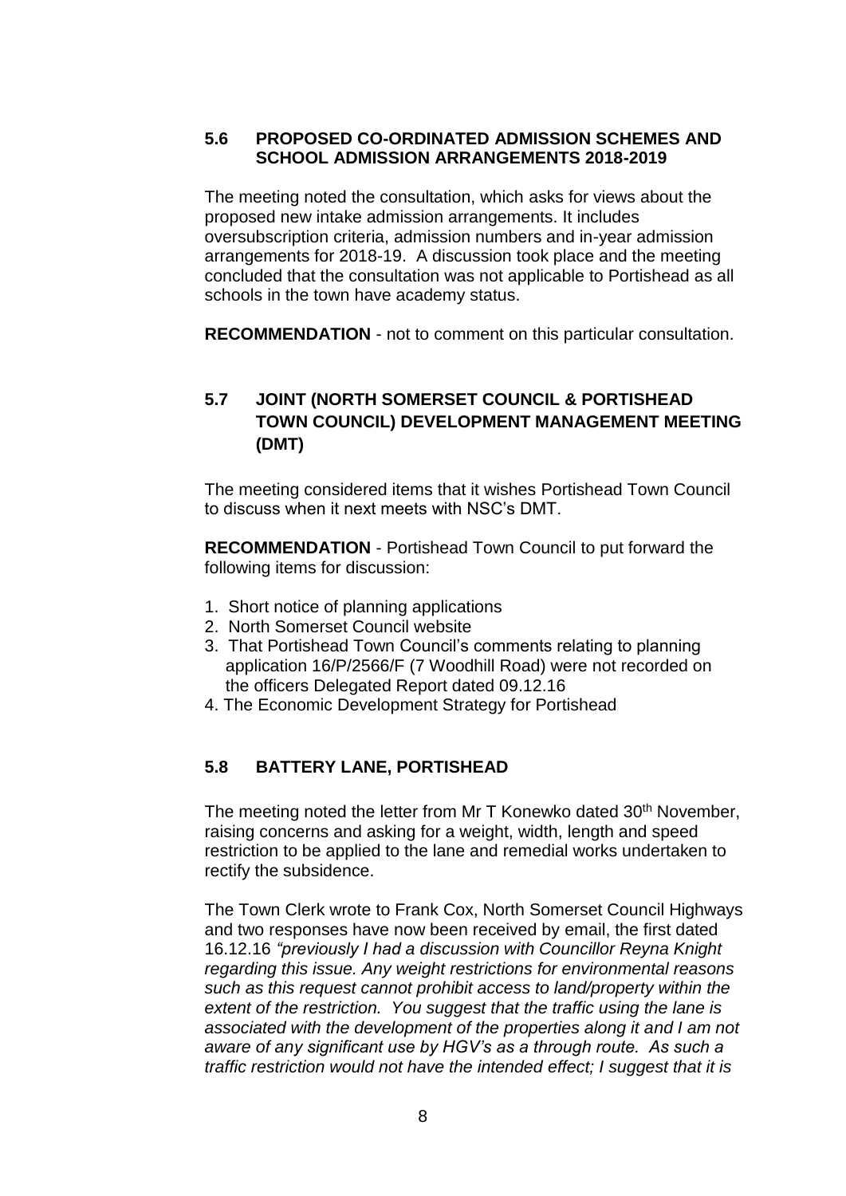### 5.6 PROPOSED CO-ORDINATED ADMISSION SCHEMES AND SCHOOL ADMISSION ARRANGEMENTS 2018-2019

The meeting noted the consultation, which asks for views about the proposed new intake admission arrangements. It includes oversubscription criteria, admission numbers and in-year admission arrangements for 2018-19. A discussion took place and the meeting concluded that the consultation was not applicable to Portishead as all schools in the town have academy status.

**RECOMMENDATION** - not to comment on this particular consultation.

### 5.7 JOINT (NORTH SOMERSET COUNCIL & PORTISHEAD TOWN COUNCIL) DEVELOPMENT MANAGEMENT MEETING (DMT)

The meeting considered items that it wishes Portishead Town Council to discuss when it next meets with NSC's DMT.

**RECOMMENDATION** - Portishead Town Council to put forward the following items for discussion:

1. Short notice of planning applications
2. North Somerset Council website
3. That Portishead Town Council's comments relating to planning application 16/P/2566/F (7 Woodhill Road) were not recorded on the officers Delegated Report dated 09.12.16
4. The Economic Development Strategy for Portishead

### 5.8 BATTERY LANE, PORTISHEAD

The meeting noted the letter from Mr T Konewko dated 30th November, raising concerns and asking for a weight, width, length and speed restriction to be applied to the lane and remedial works undertaken to rectify the subsidence.

The Town Clerk wrote to Frank Cox, North Somerset Council Highways and two responses have now been received by email, the first dated 16.12.16 *"previously I had a discussion with Councillor Reyna Knight regarding this issue. Any weight restrictions for environmental reasons such as this request cannot prohibit access to land/property within the extent of the restriction. You suggest that the traffic using the lane is associated with the development of the properties along it and I am not aware of any significant use by HGV's as a through route. As such a traffic restriction would not have the intended effect; I suggest that it is*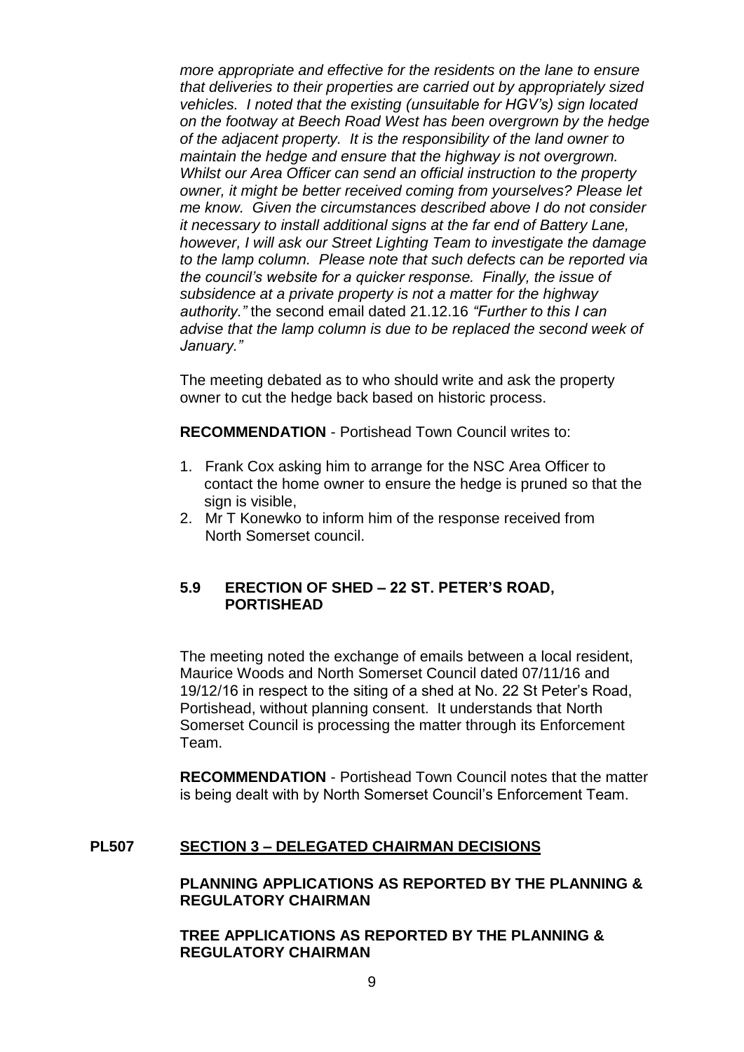*more appropriate and effective for the residents on the lane to ensure that deliveries to their properties are carried out by appropriately sized vehicles. I noted that the existing (unsuitable for HGV's) sign located on the footway at Beech Road West has been overgrown by the hedge of the adjacent property. It is the responsibility of the land owner to maintain the hedge and ensure that the highway is not overgrown. Whilst our Area Officer can send an official instruction to the property owner, it might be better received coming from yourselves? Please let me know. Given the circumstances described above I do not consider it necessary to install additional signs at the far end of Battery Lane, however, I will ask our Street Lighting Team to investigate the damage to the lamp column. Please note that such defects can be reported via the council's website for a quicker response. Finally, the issue of subsidence at a private property is not a matter for the highway authority."* the second email dated 21.12.16 *"Further to this I can advise that the lamp column is due to be replaced the second week of January."*

The meeting debated as to who should write and ask the property owner to cut the hedge back based on historic process.

**RECOMMENDATION** - Portishead Town Council writes to:

1. Frank Cox asking him to arrange for the NSC Area Officer to contact the home owner to ensure the hedge is pruned so that the sign is visible,
2. Mr T Konewko to inform him of the response received from North Somerset council.

### 5.9 ERECTION OF SHED – 22 ST. PETER'S ROAD, PORTISHEAD

The meeting noted the exchange of emails between a local resident, Maurice Woods and North Somerset Council dated 07/11/16 and 19/12/16 in respect to the siting of a shed at No. 22 St Peter's Road, Portishead, without planning consent. It understands that North Somerset Council is processing the matter through its Enforcement Team.

**RECOMMENDATION** - Portishead Town Council notes that the matter is being dealt with by North Somerset Council's Enforcement Team.

## PL507 SECTION 3 – DELEGATED CHAIRMAN DECISIONS

**PLANNING APPLICATIONS AS REPORTED BY THE PLANNING & REGULATORY CHAIRMAN**

**TREE APPLICATIONS AS REPORTED BY THE PLANNING & REGULATORY CHAIRMAN**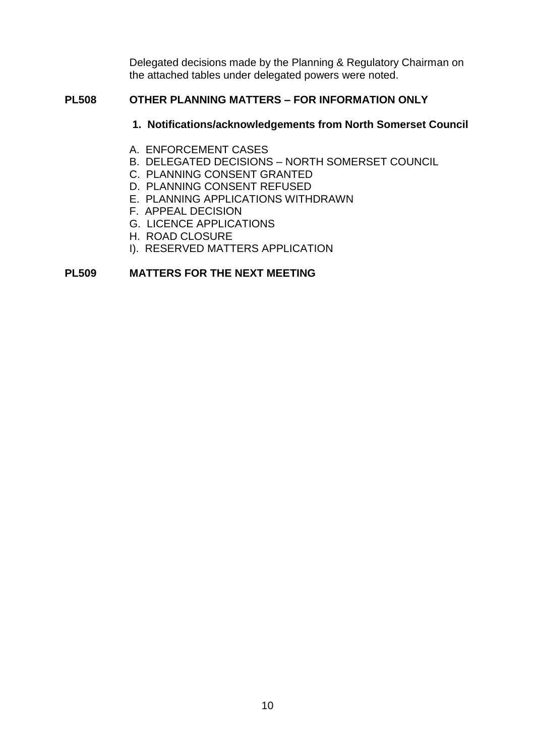Delegated decisions made by the Planning & Regulatory Chairman on the attached tables under delegated powers were noted.

**PL508 OTHER PLANNING MATTERS – FOR INFORMATION ONLY**

**1. Notifications/acknowledgements from North Somerset Council**

A. ENFORCEMENT CASES
B. DELEGATED DECISIONS – NORTH SOMERSET COUNCIL
C. PLANNING CONSENT GRANTED
D. PLANNING CONSENT REFUSED
E. PLANNING APPLICATIONS WITHDRAWN
F. APPEAL DECISION
G. LICENCE APPLICATIONS
H. ROAD CLOSURE
I). RESERVED MATTERS APPLICATION

**PL509 MATTERS FOR THE NEXT MEETING**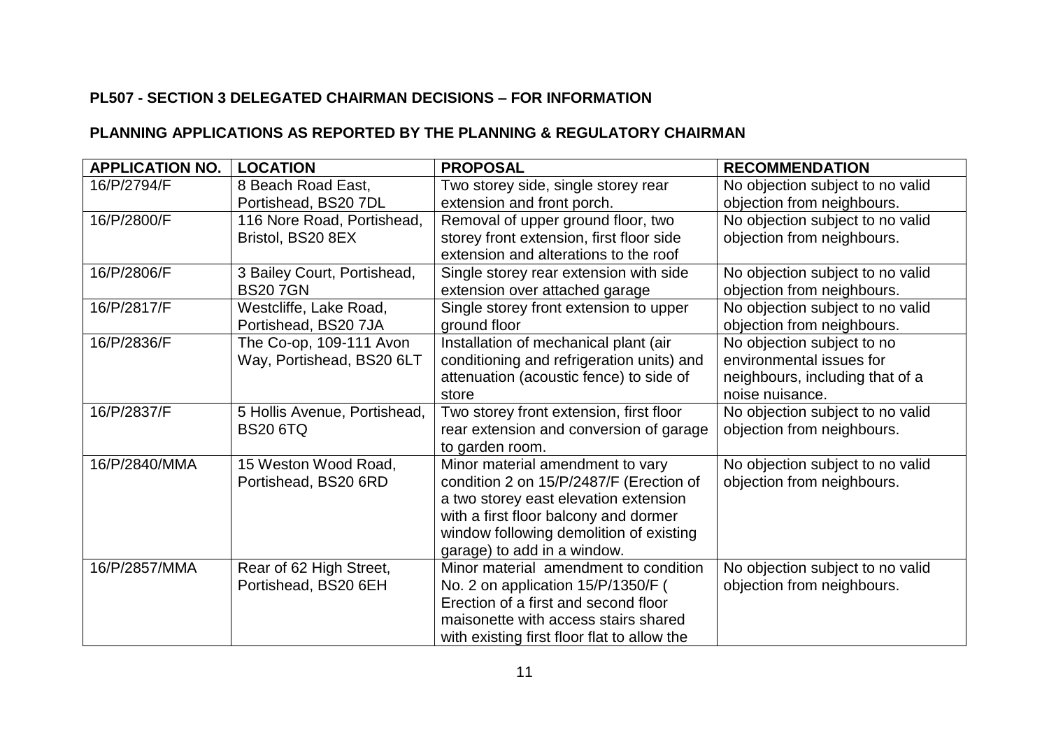**PL507 - SECTION 3 DELEGATED CHAIRMAN DECISIONS – FOR INFORMATION**

**PLANNING APPLICATIONS AS REPORTED BY THE PLANNING & REGULATORY CHAIRMAN**

| APPLICATION NO. | LOCATION | PROPOSAL | RECOMMENDATION |
|---|---|---|---|
| 16/P/2794/F | 8 Beach Road East, Portishead, BS20 7DL | Two storey side, single storey rear extension and front porch. | No objection subject to no valid objection from neighbours. |
| 16/P/2800/F | 116 Nore Road, Portishead, Bristol, BS20 8EX | Removal of upper ground floor, two storey front extension, first floor side extension and alterations to the roof | No objection subject to no valid objection from neighbours. |
| 16/P/2806/F | 3 Bailey Court, Portishead, BS20 7GN | Single storey rear extension with side extension over attached garage | No objection subject to no valid objection from neighbours. |
| 16/P/2817/F | Westcliffe, Lake Road, Portishead, BS20 7JA | Single storey front extension to upper ground floor | No objection subject to no valid objection from neighbours. |
| 16/P/2836/F | The Co-op, 109-111 Avon Way, Portishead, BS20 6LT | Installation of mechanical plant (air conditioning and refrigeration units) and attenuation (acoustic fence) to side of store | No objection subject to no environmental issues for neighbours, including that of a noise nuisance. |
| 16/P/2837/F | 5 Hollis Avenue, Portishead, BS20 6TQ | Two storey front extension, first floor rear extension and conversion of garage to garden room. | No objection subject to no valid objection from neighbours. |
| 16/P/2840/MMA | 15 Weston Wood Road, Portishead, BS20 6RD | Minor material amendment to vary condition 2 on 15/P/2487/F (Erection of a two storey east elevation extension with a first floor balcony and dormer window following demolition of existing garage) to add in a window. | No objection subject to no valid objection from neighbours. |
| 16/P/2857/MMA | Rear of 62 High Street, Portishead, BS20 6EH | Minor material amendment to condition No. 2 on application 15/P/1350/F ( Erection of a first and second floor maisonette with access stairs shared with existing first floor flat to allow the | No objection subject to no valid objection from neighbours. |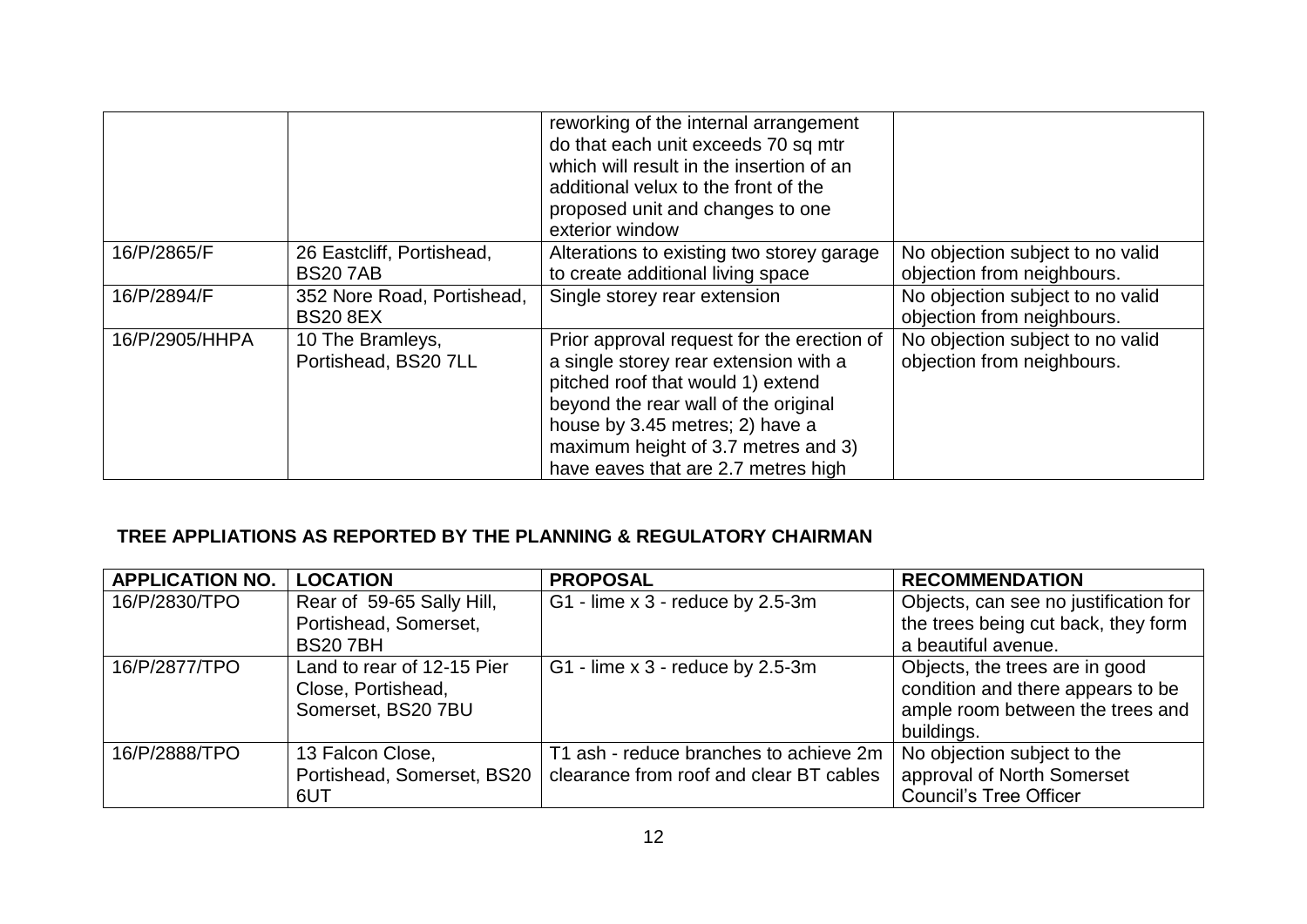| | | reworking of the internal arrangement do that each unit exceeds 70 sq mtr which will result in the insertion of an additional velux to the front of the proposed unit and changes to one exterior window | |
|---|---|---|---|
| 16/P/2865/F | 26 Eastcliff, Portishead, BS20 7AB | Alterations to existing two storey garage to create additional living space | No objection subject to no valid objection from neighbours. |
| 16/P/2894/F | 352 Nore Road, Portishead, BS20 8EX | Single storey rear extension | No objection subject to no valid objection from neighbours. |
| 16/P/2905/HHPA | 10 The Bramleys, Portishead, BS20 7LL | Prior approval request for the erection of a single storey rear extension with a pitched roof that would 1) extend beyond the rear wall of the original house by 3.45 metres; 2) have a maximum height of 3.7 metres and 3) have eaves that are 2.7 metres high | No objection subject to no valid objection from neighbours. |

**TREE APPLIATIONS AS REPORTED BY THE PLANNING & REGULATORY CHAIRMAN**

| APPLICATION NO. | LOCATION | PROPOSAL | RECOMMENDATION |
|---|---|---|---|
| 16/P/2830/TPO | Rear of 59-65 Sally Hill, Portishead, Somerset, BS20 7BH | G1 - lime x 3 - reduce by 2.5-3m | Objects, can see no justification for the trees being cut back, they form a beautiful avenue. |
| 16/P/2877/TPO | Land to rear of 12-15 Pier Close, Portishead, Somerset, BS20 7BU | G1 - lime x 3 - reduce by 2.5-3m | Objects, the trees are in good condition and there appears to be ample room between the trees and buildings. |
| 16/P/2888/TPO | 13 Falcon Close, Portishead, Somerset, BS20 6UT | T1 ash - reduce branches to achieve 2m clearance from roof and clear BT cables | No objection subject to the approval of North Somerset Council's Tree Officer |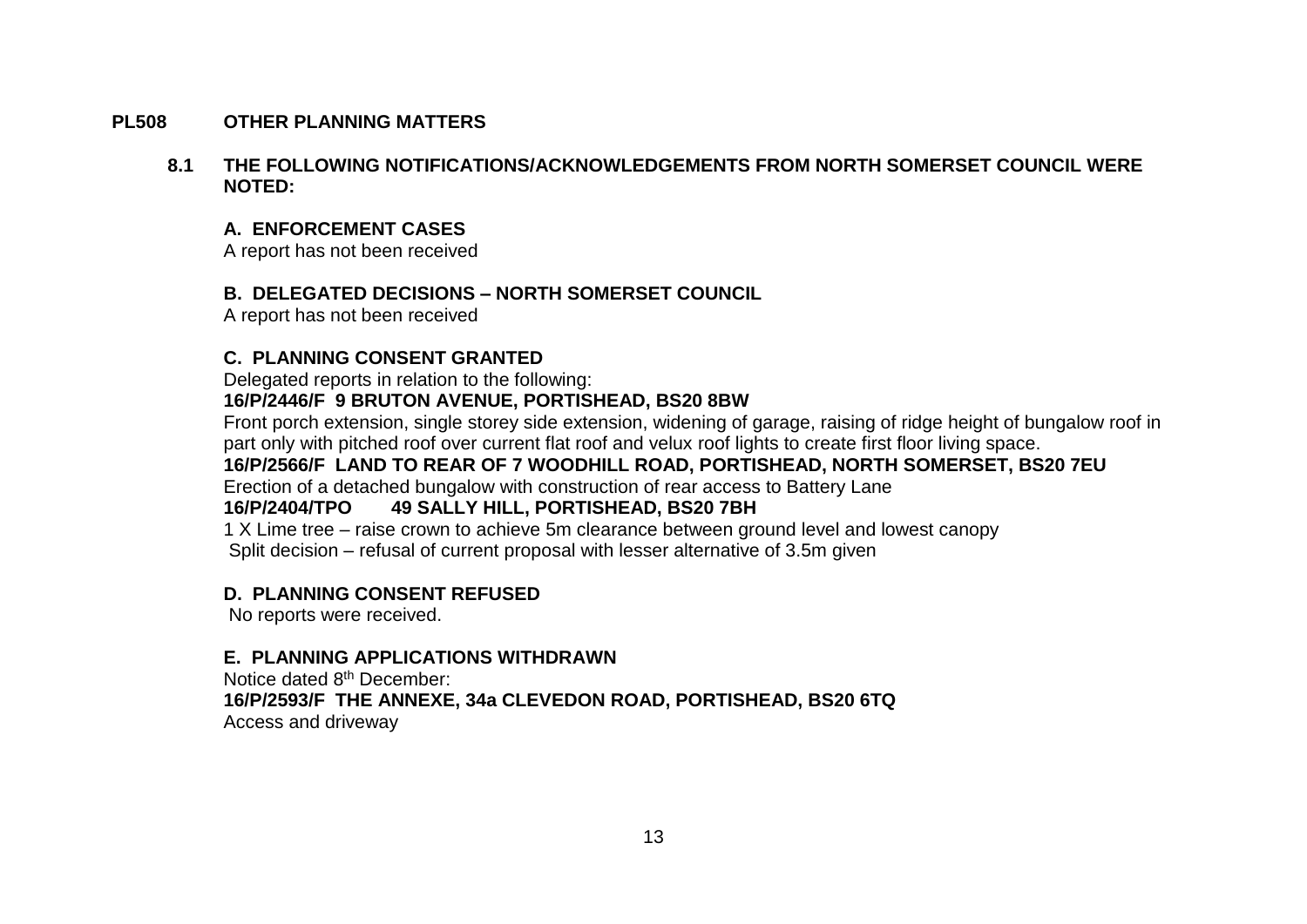## PL508 OTHER PLANNING MATTERS

### 8.1 THE FOLLOWING NOTIFICATIONS/ACKNOWLEDGEMENTS FROM NORTH SOMERSET COUNCIL WERE NOTED:

**A. ENFORCEMENT CASES**

A report has not been received

**B. DELEGATED DECISIONS – NORTH SOMERSET COUNCIL**

A report has not been received

**C. PLANNING CONSENT GRANTED**

Delegated reports in relation to the following:

**16/P/2446/F 9 BRUTON AVENUE, PORTISHEAD, BS20 8BW**

Front porch extension, single storey side extension, widening of garage, raising of ridge height of bungalow roof in part only with pitched roof over current flat roof and velux roof lights to create first floor living space.

**16/P/2566/F LAND TO REAR OF 7 WOODHILL ROAD, PORTISHEAD, NORTH SOMERSET, BS20 7EU**

Erection of a detached bungalow with construction of rear access to Battery Lane

**16/P/2404/TPO 49 SALLY HILL, PORTISHEAD, BS20 7BH**

1 X Lime tree – raise crown to achieve 5m clearance between ground level and lowest canopy

Split decision – refusal of current proposal with lesser alternative of 3.5m given

**D. PLANNING CONSENT REFUSED**

No reports were received.

**E. PLANNING APPLICATIONS WITHDRAWN**

Notice dated 8th December:

**16/P/2593/F THE ANNEXE, 34a CLEVEDON ROAD, PORTISHEAD, BS20 6TQ**

Access and driveway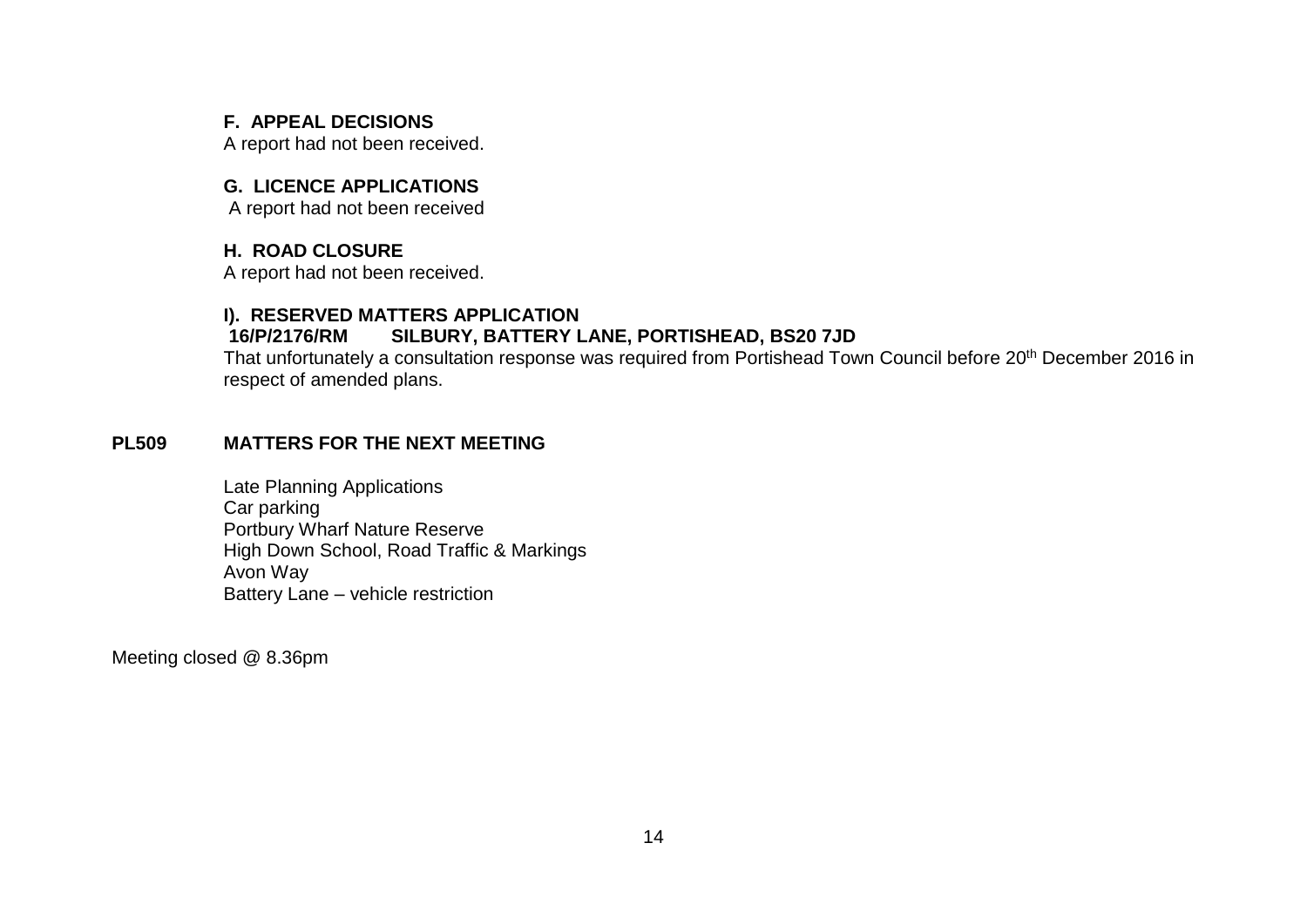**F. APPEAL DECISIONS**

A report had not been received.

**G. LICENCE APPLICATIONS**

A report had not been received

**H. ROAD CLOSURE**

A report had not been received.

**I). RESERVED MATTERS APPLICATION**

**16/P/2176/RM SILBURY, BATTERY LANE, PORTISHEAD, BS20 7JD**

That unfortunately a consultation response was required from Portishead Town Council before 20th December 2016 in respect of amended plans.

**PL509 MATTERS FOR THE NEXT MEETING**

Late Planning Applications
Car parking
Portbury Wharf Nature Reserve
High Down School, Road Traffic & Markings
Avon Way
Battery Lane – vehicle restriction

Meeting closed @ 8.36pm